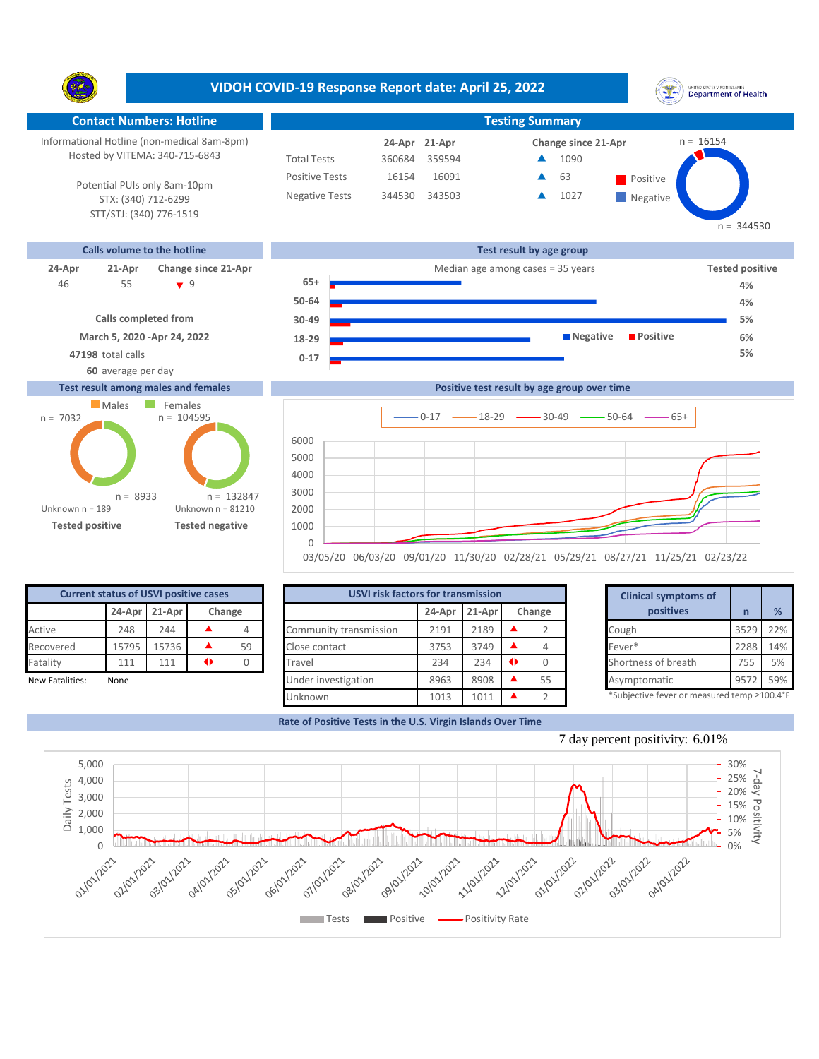# VIDOH COVID-19 Response Report date: April 25, 2022

## Contact Numbers: Hotline

Informational Hotline (non-medical 8am-8pm)
Hosted by VITEMA: 340-715-6843

Potential PUIs only 8am-10pm
STX: (340) 712-6299
STT/STJ: (340) 776-1519

## Testing Summary

| | 24-Apr | 21-Apr | Change since 21-Apr |
|---|---|---|---|
| Total Tests | 360684 | 359594 | ▲ 1090 |
| Positive Tests | 16154 | 16091 | ▲ 63 |
| Negative Tests | 344530 | 343503 | ▲ 1027 |

Positive n = 16154
Negative n = 344530

## Calls volume to the hotline

| 24-Apr | 21-Apr | Change since 21-Apr |
|---|---|---|
| 46 | 55 | ▼ 9 |

**Calls completed from**
**March 5, 2020 -Apr 24, 2022**
**47198** total calls
**60** average per day

## Test result by age group

Median age among cases = 35 years

| Age group | Tested positive |
|---|---|
| 65+ | 4% |
| 50-64 | 4% |
| 30-49 | 5% |
| 18-29 | 6% |
| 0-17 | 5% |

## Test result among males and females

| | Males | Females |
|---|---|---|
| Tested positive | n = 7032 | n = 8933 |
| Unknown (tested positive) | n = 189 | |
| Tested negative | n = 104595 | n = 132847 |
| Unknown (tested negative) | n = 81210 | |

## Positive test result by age group over time

Series: 0-17, 18-29, 30-49, 50-64, 65+ (dates 03/05/20 – 02/23/22)

## Current status of USVI positive cases

| | 24-Apr | 21-Apr | Change | |
|---|---|---|---|---|
| Active | 248 | 244 | ▲ | 4 |
| Recovered | 15795 | 15736 | ▲ | 59 |
| Fatality | 111 | 111 | ◆ | 0 |

New Fatalities: None

## USVI risk factors for transmission

| | 24-Apr | 21-Apr | Change | |
|---|---|---|---|---|
| Community transmission | 2191 | 2189 | ▲ | 2 |
| Close contact | 3753 | 3749 | ▲ | 4 |
| Travel | 234 | 234 | ◆ | 0 |
| Under investigation | 8963 | 8908 | ▲ | 55 |
| Unknown | 1013 | 1011 | ▲ | 2 |

## Clinical symptoms of positives

| Clinical symptoms of positives | n | % |
|---|---|---|
| Cough | 3529 | 22% |
| Fever* | 2288 | 14% |
| Shortness of breath | 755 | 5% |
| Asymptomatic | 9572 | 59% |

*Subjective fever or measured temp ≥100.4°F

## Rate of Positive Tests in the U.S. Virgin Islands Over Time

7 day percent positivity: 6.01%

Legend: Tests, Positive, Positivity Rate (Daily Tests 0–5,000; 7-day Positivity 0%–30%; 01/01/2021 – 04/01/2022)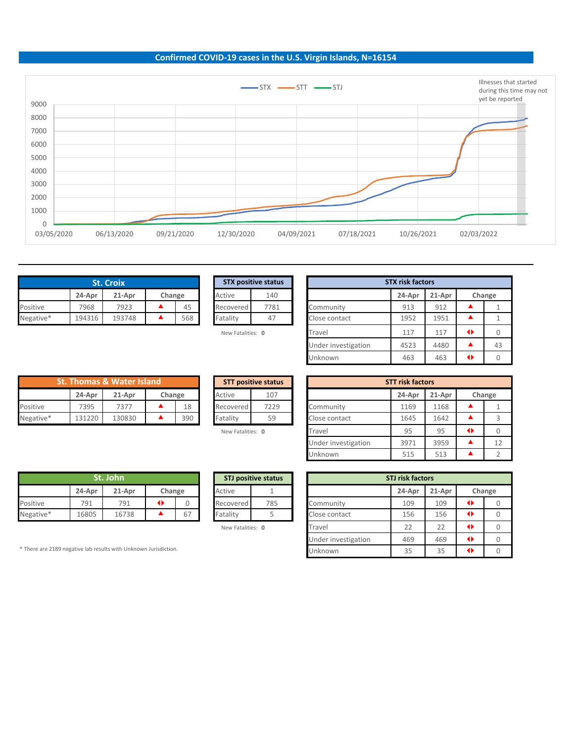## Confirmed COVID-19 cases in the U.S. Virgin Islands, N=16154

STX STT STJ

Illnesses that started during this time may not yet be reported

9000
8000
7000
6000
5000
4000
3000
2000
1000
0

03/05/2020 06/13/2020 09/21/2020 12/30/2020 04/09/2021 07/18/2021 10/26/2021 02/03/2022

| St. Croix | 24-Apr | 21-Apr | Change | |
|---|---|---|---|---|
| Positive | 7968 | 7923 | ▲ | 45 |
| Negative* | 194316 | 193748 | ▲ | 568 |

| STX positive status | |
|---|---|
| Active | 140 |
| Recovered | 7781 |
| Fatality | 47 |

New Fatalities: 0

| STX risk factors | 24-Apr | 21-Apr | Change | |
|---|---|---|---|---|
| Community | 913 | 912 | ▲ | 1 |
| Close contact | 1952 | 1951 | ▲ | 1 |
| Travel | 117 | 117 | ◆ | 0 |
| Under investigation | 4523 | 4480 | ▲ | 43 |
| Unknown | 463 | 463 | ◆ | 0 |

| St. Thomas & Water Island | 24-Apr | 21-Apr | Change | |
|---|---|---|---|---|
| Positive | 7395 | 7377 | ▲ | 18 |
| Negative* | 131220 | 130830 | ▲ | 390 |

| STT positive status | |
|---|---|
| Active | 107 |
| Recovered | 7229 |
| Fatality | 59 |

New Fatalities: 0

| STT risk factors | 24-Apr | 21-Apr | Change | |
|---|---|---|---|---|
| Community | 1169 | 1168 | ▲ | 1 |
| Close contact | 1645 | 1642 | ▲ | 3 |
| Travel | 95 | 95 | ◆ | 0 |
| Under investigation | 3971 | 3959 | ▲ | 12 |
| Unknown | 515 | 513 | ▲ | 2 |

| St. John | 24-Apr | 21-Apr | Change | |
|---|---|---|---|---|
| Positive | 791 | 791 | ◆ | 0 |
| Negative* | 16805 | 16738 | ▲ | 67 |

| STJ positive status | |
|---|---|
| Active | 1 |
| Recovered | 785 |
| Fatality | 5 |

New Fatalities: 0

| STJ risk factors | 24-Apr | 21-Apr | Change | |
|---|---|---|---|---|
| Community | 109 | 109 | ◆ | 0 |
| Close contact | 156 | 156 | ◆ | 0 |
| Travel | 22 | 22 | ◆ | 0 |
| Under investigation | 469 | 469 | ◆ | 0 |
| Unknown | 35 | 35 | ◆ | 0 |

* There are 2189 negative lab results with Unknown Jurisdiction.